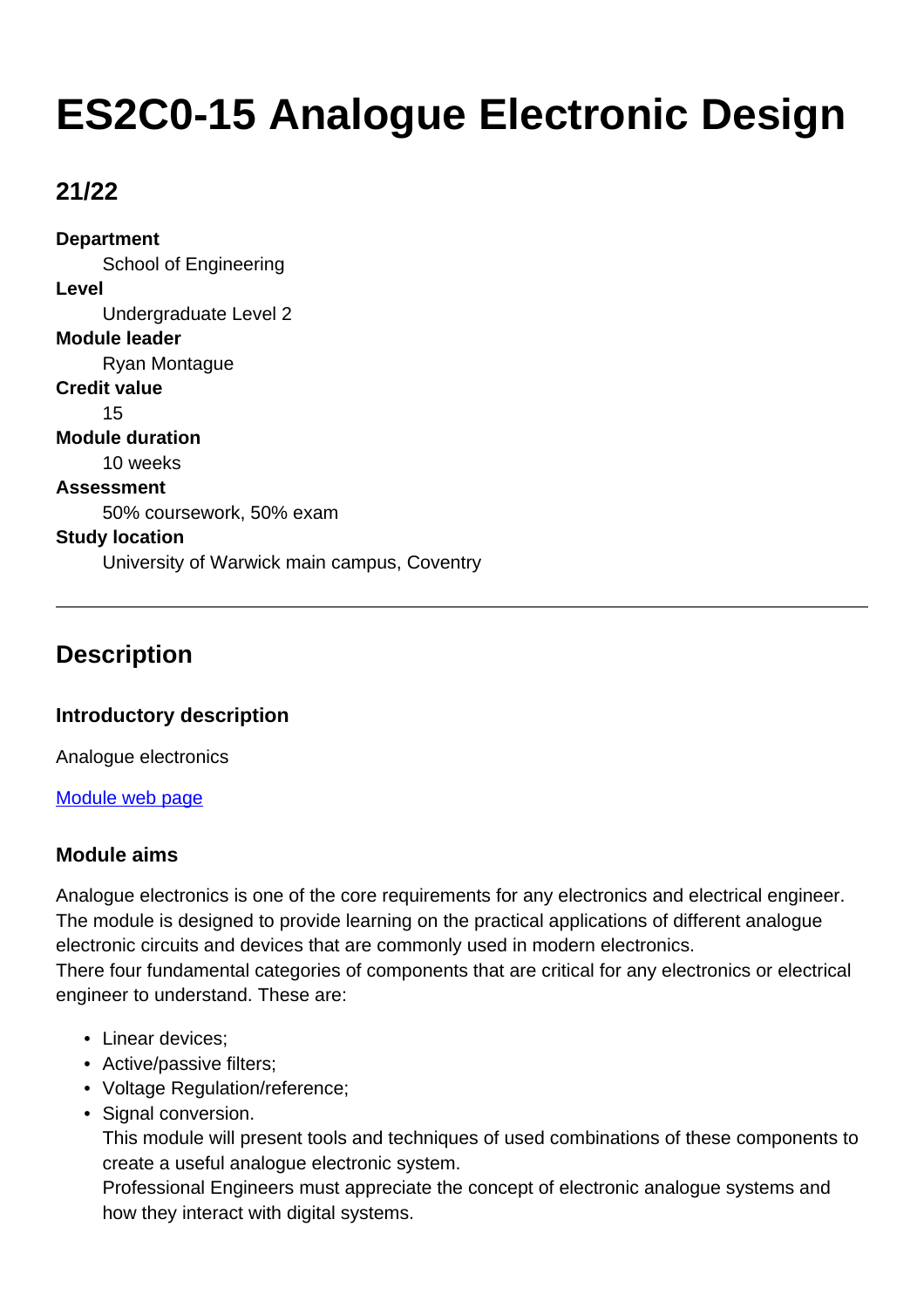# ES2C0-15 Analogue Electronic Design

## 21/22

**Department**
: School of Engineering

**Level**
: Undergraduate Level 2

**Module leader**
: Ryan Montague

**Credit value**
: 15

**Module duration**
: 10 weeks

**Assessment**
: 50% coursework, 50% exam

**Study location**
: University of Warwick main campus, Coventry

---

## Description

### Introductory description

Analogue electronics

[Module web page]

### Module aims

Analogue electronics is one of the core requirements for any electronics and electrical engineer. The module is designed to provide learning on the practical applications of different analogue electronic circuits and devices that are commonly used in modern electronics.
There four fundamental categories of components that are critical for any electronics or electrical engineer to understand. These are:

- Linear devices;
- Active/passive filters;
- Voltage Regulation/reference;
- Signal conversion.
  This module will present tools and techniques of used combinations of these components to create a useful analogue electronic system.
  Professional Engineers must appreciate the concept of electronic analogue systems and how they interact with digital systems.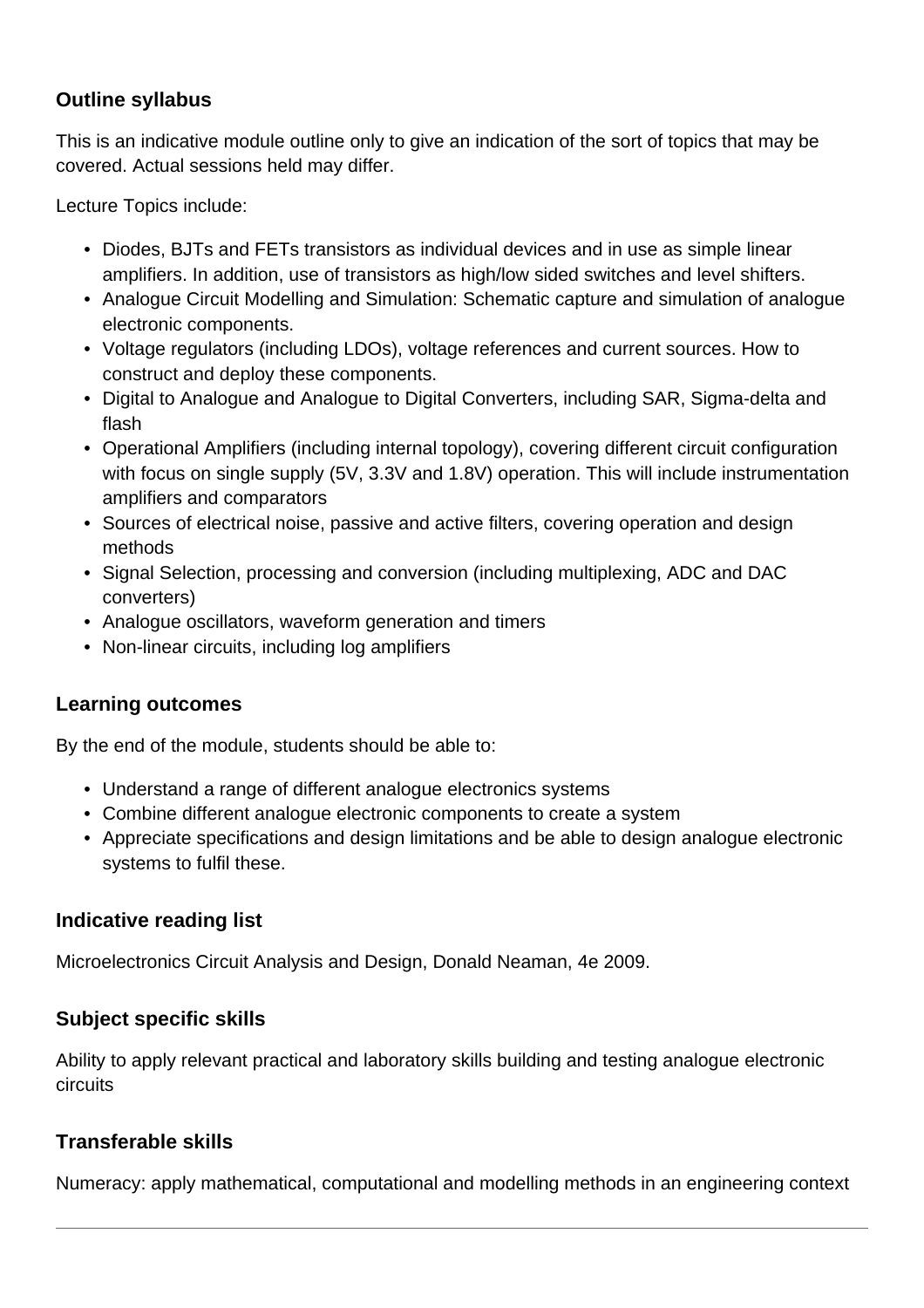## Outline syllabus

This is an indicative module outline only to give an indication of the sort of topics that may be covered. Actual sessions held may differ.

Lecture Topics include:

- Diodes, BJTs and FETs transistors as individual devices and in use as simple linear amplifiers. In addition, use of transistors as high/low sided switches and level shifters.
- Analogue Circuit Modelling and Simulation: Schematic capture and simulation of analogue electronic components.
- Voltage regulators (including LDOs), voltage references and current sources. How to construct and deploy these components.
- Digital to Analogue and Analogue to Digital Converters, including SAR, Sigma-delta and flash
- Operational Amplifiers (including internal topology), covering different circuit configuration with focus on single supply (5V, 3.3V and 1.8V) operation. This will include instrumentation amplifiers and comparators
- Sources of electrical noise, passive and active filters, covering operation and design methods
- Signal Selection, processing and conversion (including multiplexing, ADC and DAC converters)
- Analogue oscillators, waveform generation and timers
- Non-linear circuits, including log amplifiers

## Learning outcomes

By the end of the module, students should be able to:

- Understand a range of different analogue electronics systems
- Combine different analogue electronic components to create a system
- Appreciate specifications and design limitations and be able to design analogue electronic systems to fulfil these.

## Indicative reading list

Microelectronics Circuit Analysis and Design, Donald Neaman, 4e 2009.

## Subject specific skills

Ability to apply relevant practical and laboratory skills building and testing analogue electronic circuits

## Transferable skills

Numeracy: apply mathematical, computational and modelling methods in an engineering context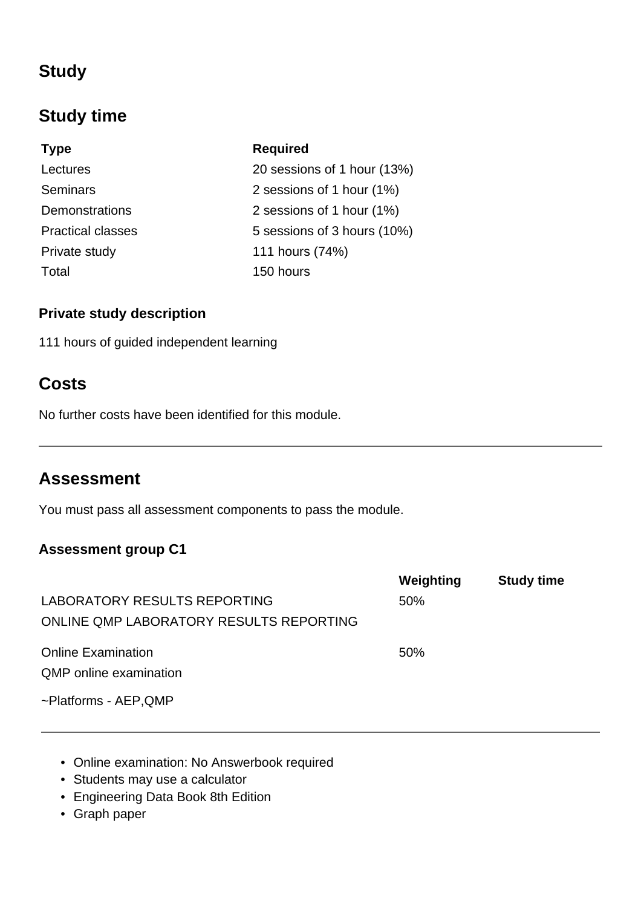## Study

## Study time

| Type | Required |
|---|---|
| Lectures | 20 sessions of 1 hour (13%) |
| Seminars | 2 sessions of 1 hour (1%) |
| Demonstrations | 2 sessions of 1 hour (1%) |
| Practical classes | 5 sessions of 3 hours (10%) |
| Private study | 111 hours (74%) |
| Total | 150 hours |

### Private study description

111 hours of guided independent learning

## Costs

No further costs have been identified for this module.

---

## Assessment

You must pass all assessment components to pass the module.

### Assessment group C1

| | Weighting | Study time |
|---|---|---|
| LABORATORY RESULTS REPORTING<br>ONLINE QMP LABORATORY RESULTS REPORTING | 50% | |
| Online Examination<br>QMP online examination<br>~Platforms - AEP,QMP | 50% | |

- Online examination: No Answerbook required
- Students may use a calculator
- Engineering Data Book 8th Edition
- Graph paper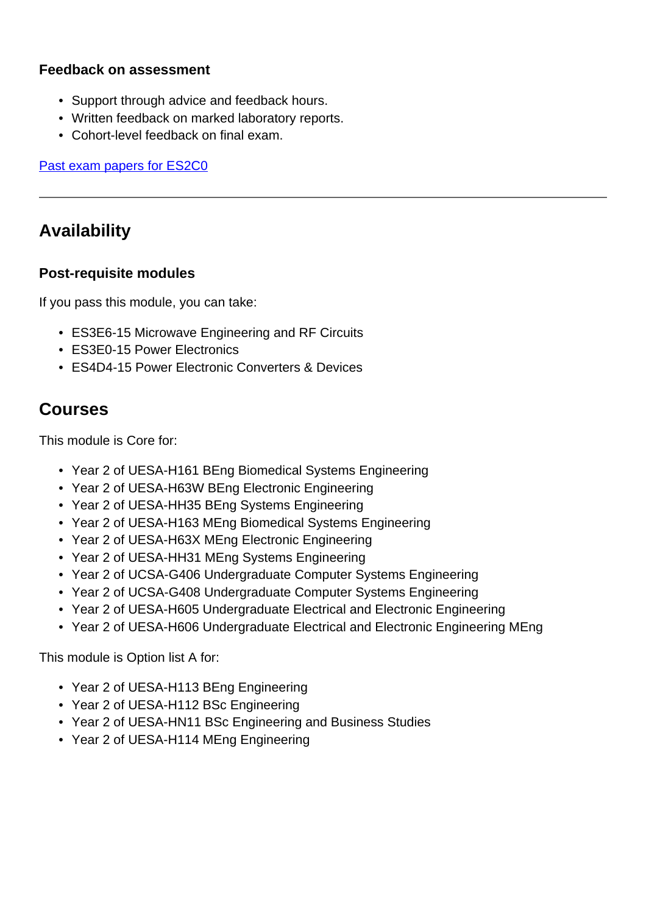### Feedback on assessment

- Support through advice and feedback hours.
- Written feedback on marked laboratory reports.
- Cohort-level feedback on final exam.

[Past exam papers for ES2C0]

---

## Availability

### Post-requisite modules

If you pass this module, you can take:

- ES3E6-15 Microwave Engineering and RF Circuits
- ES3E0-15 Power Electronics
- ES4D4-15 Power Electronic Converters & Devices

## Courses

This module is Core for:

- Year 2 of UESA-H161 BEng Biomedical Systems Engineering
- Year 2 of UESA-H63W BEng Electronic Engineering
- Year 2 of UESA-HH35 BEng Systems Engineering
- Year 2 of UESA-H163 MEng Biomedical Systems Engineering
- Year 2 of UESA-H63X MEng Electronic Engineering
- Year 2 of UESA-HH31 MEng Systems Engineering
- Year 2 of UCSA-G406 Undergraduate Computer Systems Engineering
- Year 2 of UCSA-G408 Undergraduate Computer Systems Engineering
- Year 2 of UESA-H605 Undergraduate Electrical and Electronic Engineering
- Year 2 of UESA-H606 Undergraduate Electrical and Electronic Engineering MEng

This module is Option list A for:

- Year 2 of UESA-H113 BEng Engineering
- Year 2 of UESA-H112 BSc Engineering
- Year 2 of UESA-HN11 BSc Engineering and Business Studies
- Year 2 of UESA-H114 MEng Engineering